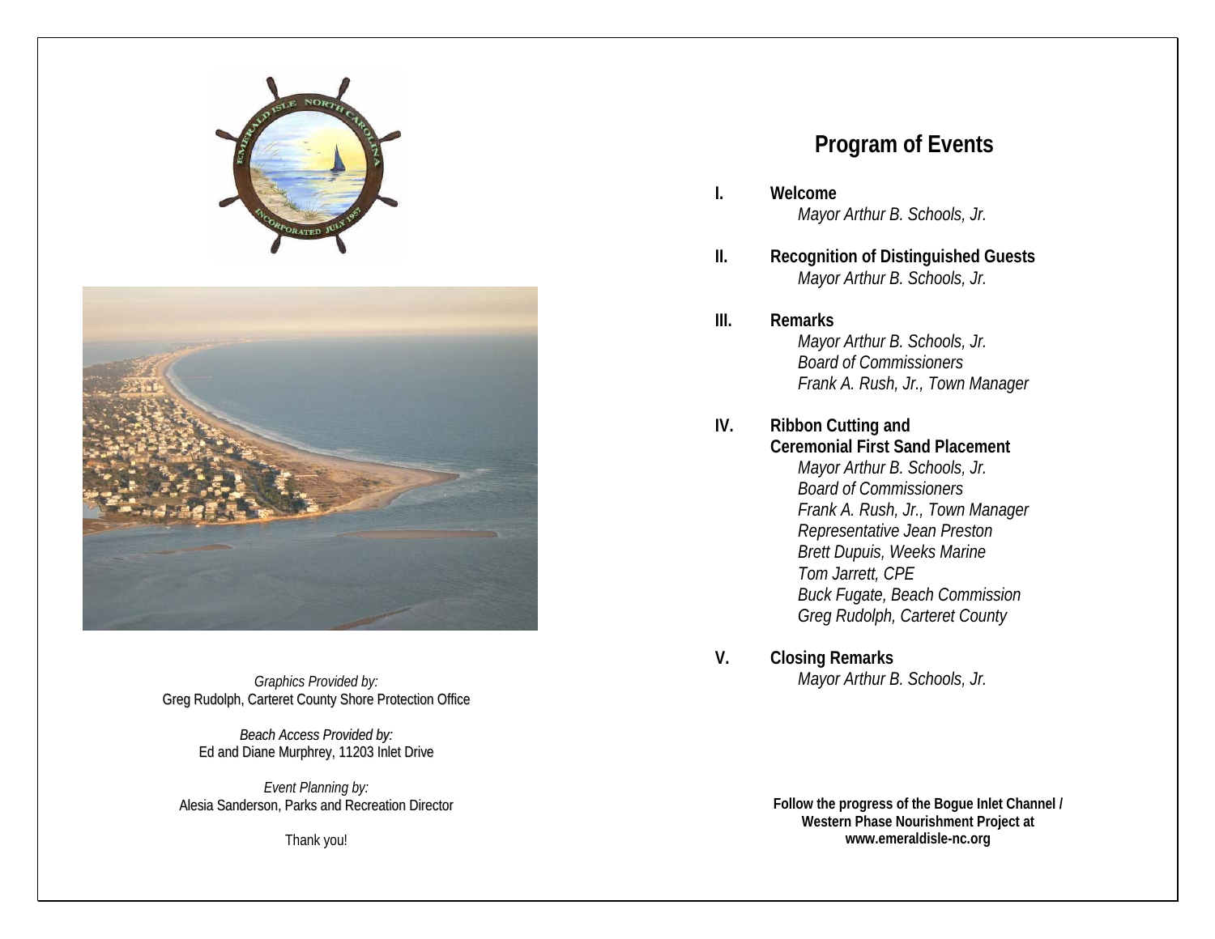*Graphics Provided by:*
Greg Rudolph, Carteret County Shore Protection Office

*Beach Access Provided by:*
Ed and Diane Murphrey, 11203 Inlet Drive

*Event Planning by:*
Alesia Sanderson, Parks and Recreation Director

Thank you!

# Program of Events

**I. Welcome**
*Mayor Arthur B. Schools, Jr.*

**II. Recognition of Distinguished Guests**
*Mayor Arthur B. Schools, Jr.*

**III. Remarks**
*Mayor Arthur B. Schools, Jr.*
*Board of Commissioners*
*Frank A. Rush, Jr., Town Manager*

**IV. Ribbon Cutting and Ceremonial First Sand Placement**
*Mayor Arthur B. Schools, Jr.*
*Board of Commissioners*
*Frank A. Rush, Jr., Town Manager*
*Representative Jean Preston*
*Brett Dupuis, Weeks Marine*
*Tom Jarrett, CPE*
*Buck Fugate, Beach Commission*
*Greg Rudolph, Carteret County*

**V. Closing Remarks**
*Mayor Arthur B. Schools, Jr.*

**Follow the progress of the Bogue Inlet Channel / Western Phase Nourishment Project at www.emeraldisle-nc.org**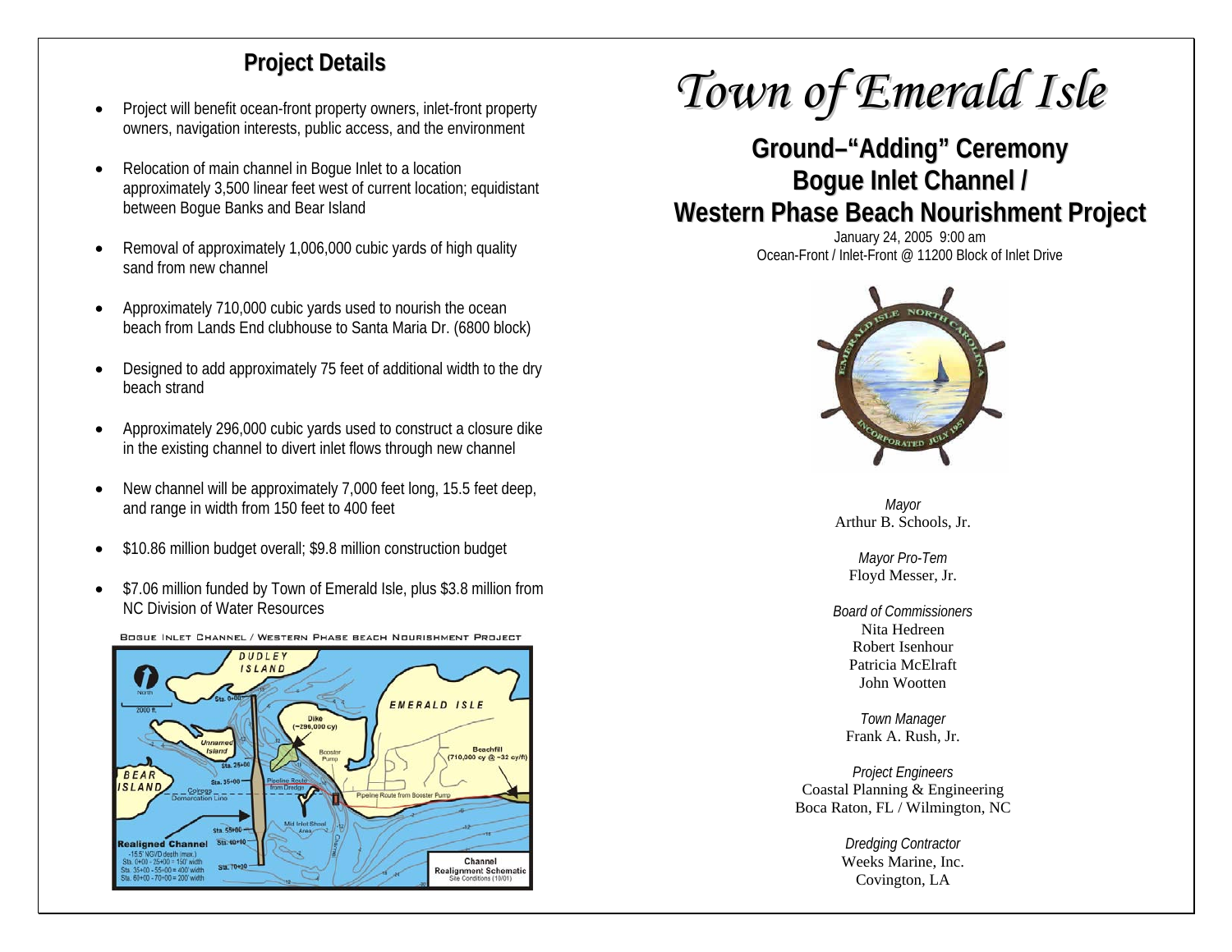## Project Details

- Project will benefit ocean-front property owners, inlet-front property owners, navigation interests, public access, and the environment
- Relocation of main channel in Bogue Inlet to a location approximately 3,500 linear feet west of current location; equidistant between Bogue Banks and Bear Island
- Removal of approximately 1,006,000 cubic yards of high quality sand from new channel
- Approximately 710,000 cubic yards used to nourish the ocean beach from Lands End clubhouse to Santa Maria Dr. (6800 block)
- Designed to add approximately 75 feet of additional width to the dry beach strand
- Approximately 296,000 cubic yards used to construct a closure dike in the existing channel to divert inlet flows through new channel
- New channel will be approximately 7,000 feet long, 15.5 feet deep, and range in width from 150 feet to 400 feet
- \$10.86 million budget overall; \$9.8 million construction budget
- \$7.06 million funded by Town of Emerald Isle, plus \$3.8 million from NC Division of Water Resources

BOGUE INLET CHANNEL / WESTERN PHASE BEACH NOURISHMENT PROJECT

# *Town of Emerald Isle*

## Ground–"Adding" Ceremony
## Bogue Inlet Channel / Western Phase Beach Nourishment Project

January 24, 2005 9:00 am
Ocean-Front / Inlet-Front @ 11200 Block of Inlet Drive

*Mayor*
Arthur B. Schools, Jr.

*Mayor Pro-Tem*
Floyd Messer, Jr.

*Board of Commissioners*
Nita Hedreen
Robert Isenhour
Patricia McElraft
John Wootten

*Town Manager*
Frank A. Rush, Jr.

*Project Engineers*
Coastal Planning & Engineering
Boca Raton, FL / Wilmington, NC

*Dredging Contractor*
Weeks Marine, Inc.
Covington, LA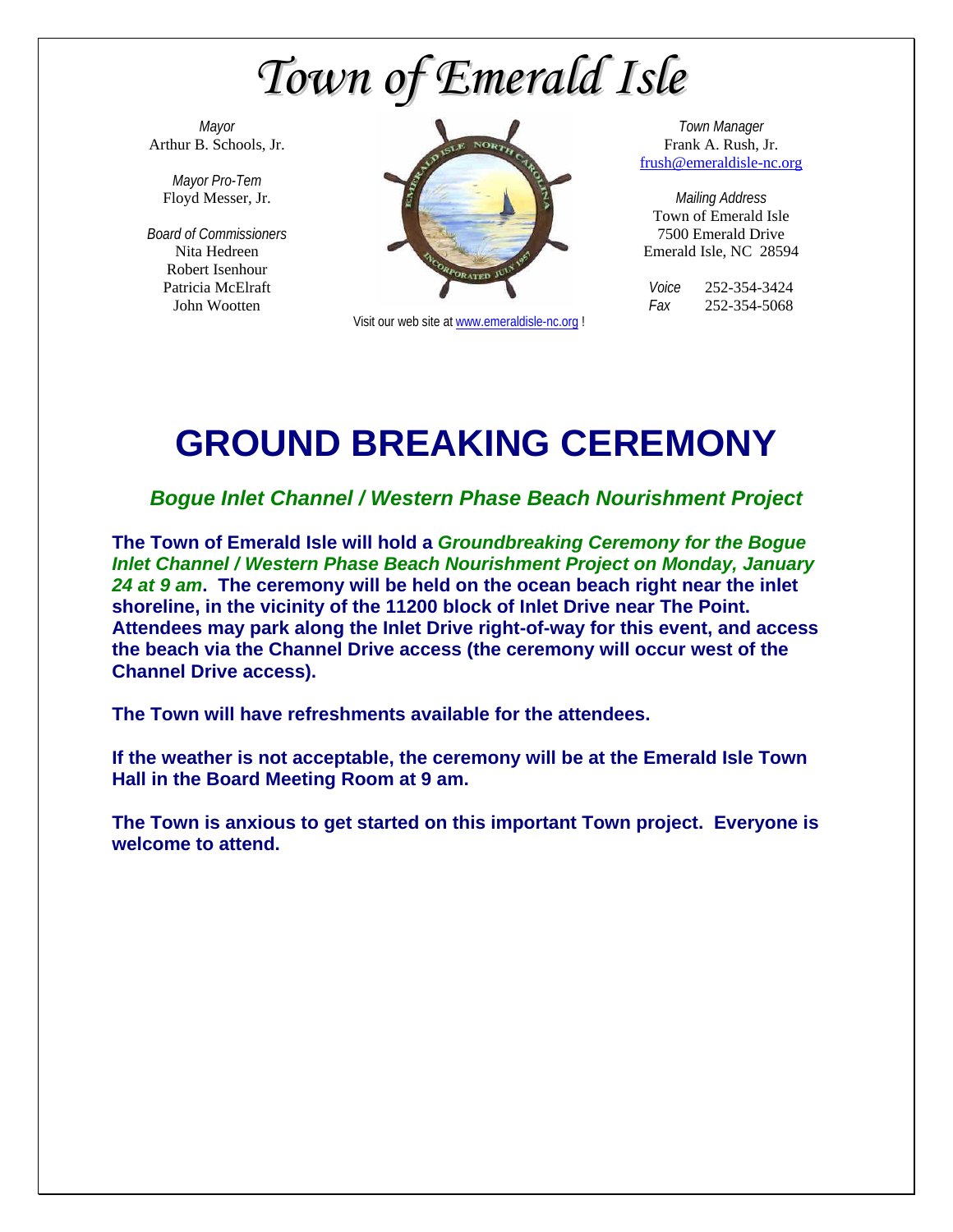# *Town of Emerald Isle*

*Mayor*
Arthur B. Schools, Jr.

*Mayor Pro-Tem*
Floyd Messer, Jr.

*Board of Commissioners*
Nita Hedreen
Robert Isenhour
Patricia McElraft
John Wootten

Visit our web site at www.emeraldisle-nc.org !

*Town Manager*
Frank A. Rush, Jr.
frush@emeraldisle-nc.org

*Mailing Address*
Town of Emerald Isle
7500 Emerald Drive
Emerald Isle, NC 28594

*Voice* 252-354-3424
*Fax* 252-354-5068

# GROUND BREAKING CEREMONY

## *Bogue Inlet Channel / Western Phase Beach Nourishment Project*

**The Town of Emerald Isle will hold a *Groundbreaking Ceremony for the Bogue Inlet Channel / Western Phase Beach Nourishment Project on Monday, January 24 at 9 am*. The ceremony will be held on the ocean beach right near the inlet shoreline, in the vicinity of the 11200 block of Inlet Drive near The Point. Attendees may park along the Inlet Drive right-of-way for this event, and access the beach via the Channel Drive access (the ceremony will occur west of the Channel Drive access).**

**The Town will have refreshments available for the attendees.**

**If the weather is not acceptable, the ceremony will be at the Emerald Isle Town Hall in the Board Meeting Room at 9 am.**

**The Town is anxious to get started on this important Town project. Everyone is welcome to attend.**